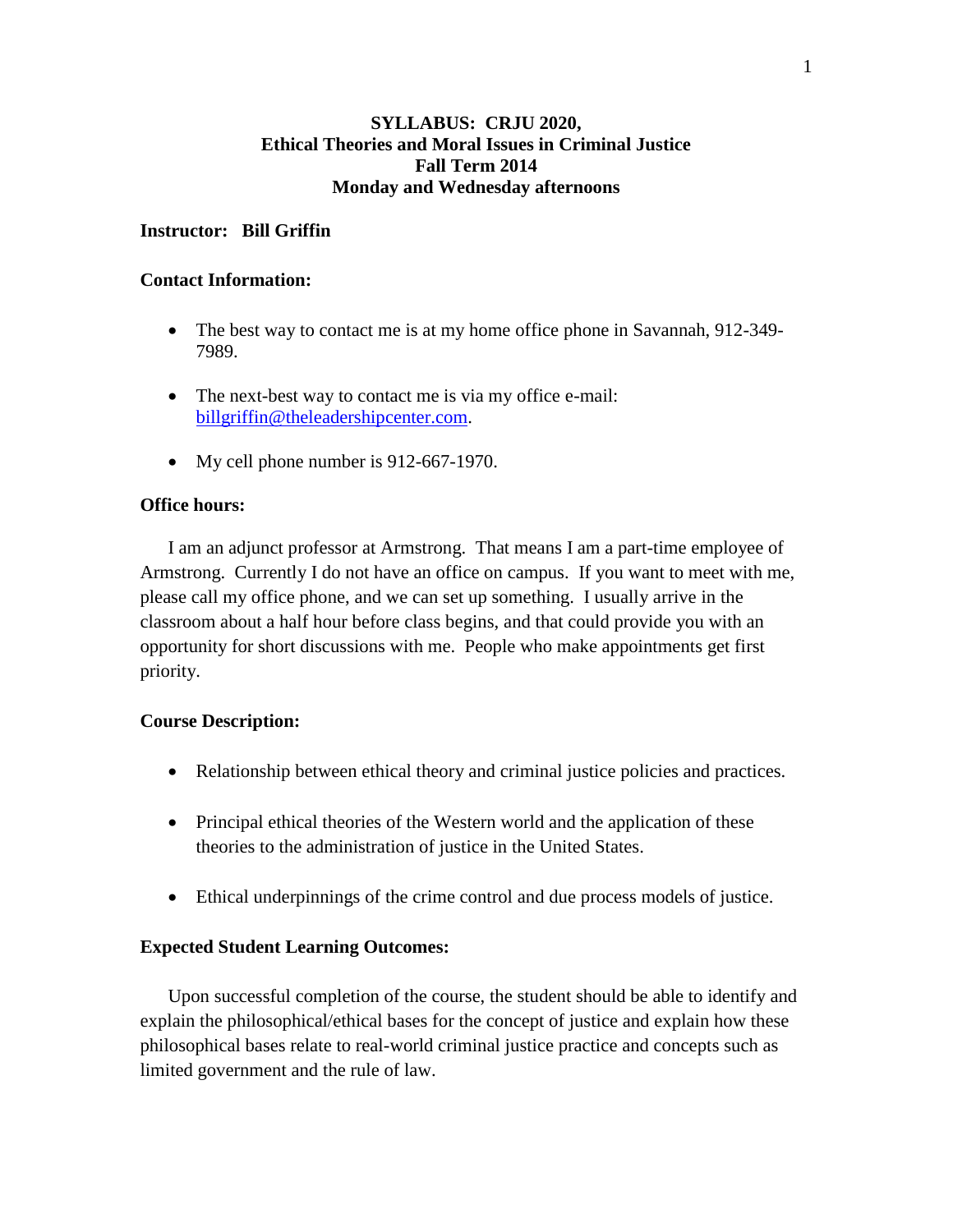**SYLLABUS: CRJU 2020,**
**Ethical Theories and Moral Issues in Criminal Justice**
**Fall Term 2014**
**Monday and Wednesday afternoons**

**Instructor: Bill Griffin**

**Contact Information:**

- The best way to contact me is at my home office phone in Savannah, 912-349-7989.
- The next-best way to contact me is via my office e-mail: billgriffin@theleadershipcenter.com.
- My cell phone number is 912-667-1970.

**Office hours:**

I am an adjunct professor at Armstrong. That means I am a part-time employee of Armstrong. Currently I do not have an office on campus. If you want to meet with me, please call my office phone, and we can set up something. I usually arrive in the classroom about a half hour before class begins, and that could provide you with an opportunity for short discussions with me. People who make appointments get first priority.

**Course Description:**

- Relationship between ethical theory and criminal justice policies and practices.
- Principal ethical theories of the Western world and the application of these theories to the administration of justice in the United States.
- Ethical underpinnings of the crime control and due process models of justice.

**Expected Student Learning Outcomes:**

Upon successful completion of the course, the student should be able to identify and explain the philosophical/ethical bases for the concept of justice and explain how these philosophical bases relate to real-world criminal justice practice and concepts such as limited government and the rule of law.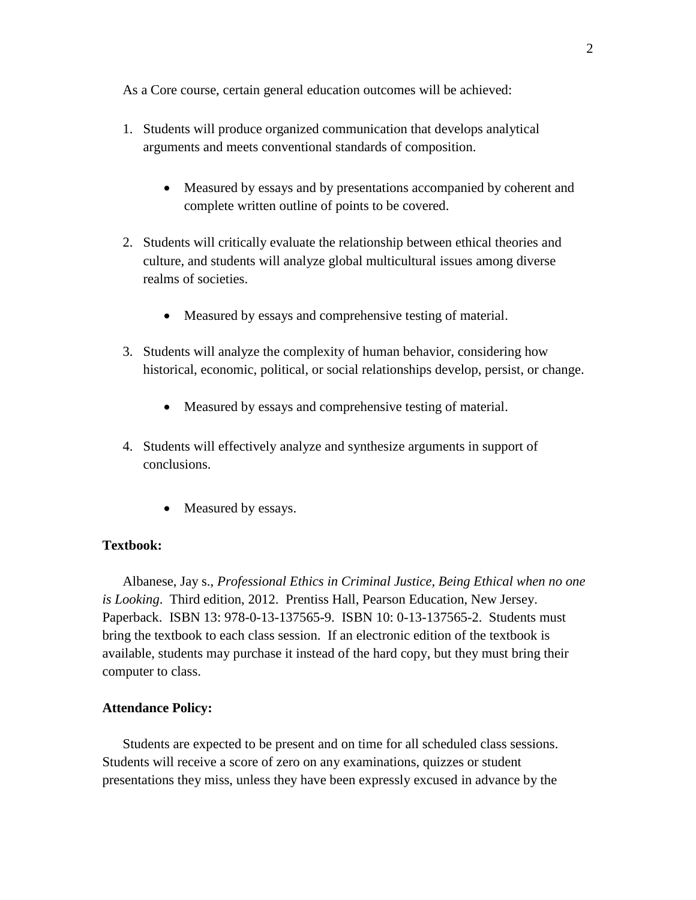As a Core course, certain general education outcomes will be achieved:

1. Students will produce organized communication that develops analytical arguments and meets conventional standards of composition.

    - Measured by essays and by presentations accompanied by coherent and complete written outline of points to be covered.

2. Students will critically evaluate the relationship between ethical theories and culture, and students will analyze global multicultural issues among diverse realms of societies.

    - Measured by essays and comprehensive testing of material.

3. Students will analyze the complexity of human behavior, considering how historical, economic, political, or social relationships develop, persist, or change.

    - Measured by essays and comprehensive testing of material.

4. Students will effectively analyze and synthesize arguments in support of conclusions.

    - Measured by essays.

**Textbook:**

Albanese, Jay s., *Professional Ethics in Criminal Justice, Being Ethical when no one is Looking*. Third edition, 2012. Prentiss Hall, Pearson Education, New Jersey. Paperback. ISBN 13: 978-0-13-137565-9. ISBN 10: 0-13-137565-2. Students must bring the textbook to each class session. If an electronic edition of the textbook is available, students may purchase it instead of the hard copy, but they must bring their computer to class.

**Attendance Policy:**

Students are expected to be present and on time for all scheduled class sessions. Students will receive a score of zero on any examinations, quizzes or student presentations they miss, unless they have been expressly excused in advance by the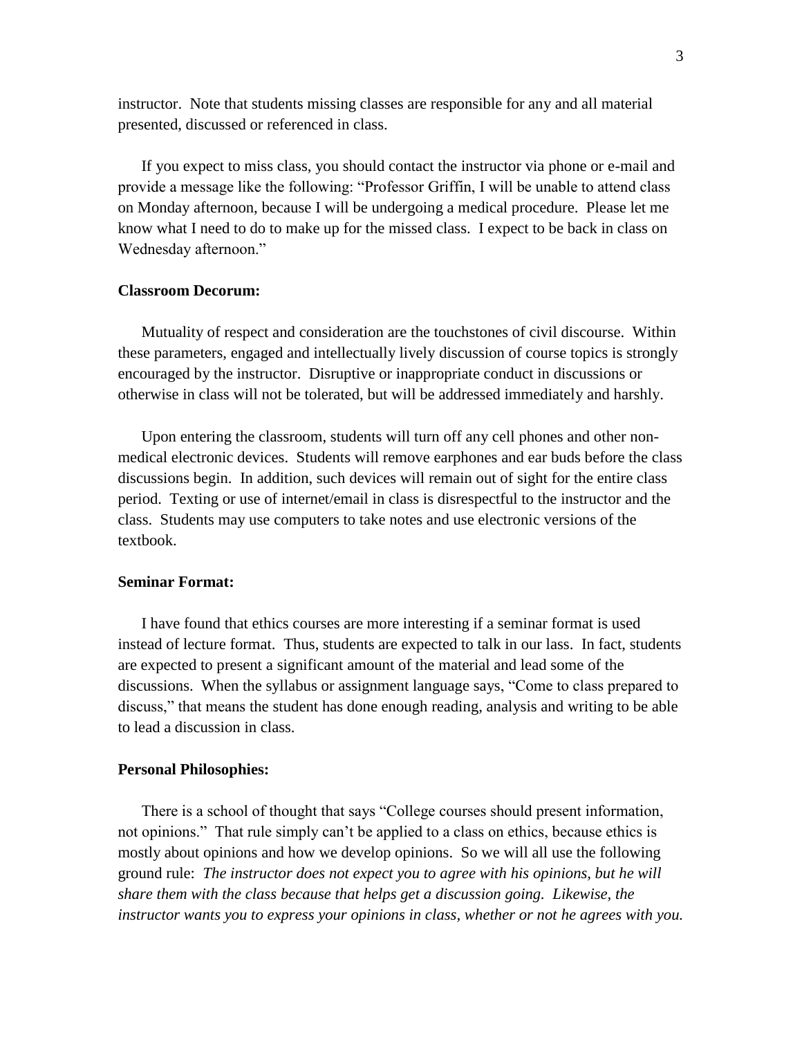instructor. Note that students missing classes are responsible for any and all material presented, discussed or referenced in class.

If you expect to miss class, you should contact the instructor via phone or e-mail and provide a message like the following: "Professor Griffin, I will be unable to attend class on Monday afternoon, because I will be undergoing a medical procedure. Please let me know what I need to do to make up for the missed class. I expect to be back in class on Wednesday afternoon."

**Classroom Decorum:**

Mutuality of respect and consideration are the touchstones of civil discourse. Within these parameters, engaged and intellectually lively discussion of course topics is strongly encouraged by the instructor. Disruptive or inappropriate conduct in discussions or otherwise in class will not be tolerated, but will be addressed immediately and harshly.

Upon entering the classroom, students will turn off any cell phones and other non-medical electronic devices. Students will remove earphones and ear buds before the class discussions begin. In addition, such devices will remain out of sight for the entire class period. Texting or use of internet/email in class is disrespectful to the instructor and the class. Students may use computers to take notes and use electronic versions of the textbook.

**Seminar Format:**

I have found that ethics courses are more interesting if a seminar format is used instead of lecture format. Thus, students are expected to talk in our lass. In fact, students are expected to present a significant amount of the material and lead some of the discussions. When the syllabus or assignment language says, "Come to class prepared to discuss," that means the student has done enough reading, analysis and writing to be able to lead a discussion in class.

**Personal Philosophies:**

There is a school of thought that says "College courses should present information, not opinions." That rule simply can't be applied to a class on ethics, because ethics is mostly about opinions and how we develop opinions. So we will all use the following ground rule: *The instructor does not expect you to agree with his opinions, but he will share them with the class because that helps get a discussion going. Likewise, the instructor wants you to express your opinions in class, whether or not he agrees with you.*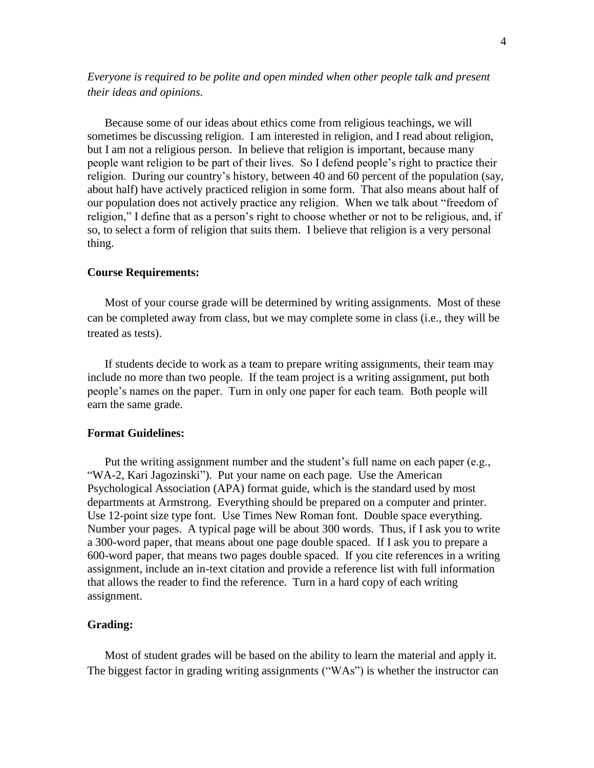*Everyone is required to be polite and open minded when other people talk and present their ideas and opinions.*

Because some of our ideas about ethics come from religious teachings, we will sometimes be discussing religion. I am interested in religion, and I read about religion, but I am not a religious person. In believe that religion is important, because many people want religion to be part of their lives. So I defend people's right to practice their religion. During our country's history, between 40 and 60 percent of the population (say, about half) have actively practiced religion in some form. That also means about half of our population does not actively practice any religion. When we talk about "freedom of religion," I define that as a person's right to choose whether or not to be religious, and, if so, to select a form of religion that suits them. I believe that religion is a very personal thing.

**Course Requirements:**

Most of your course grade will be determined by writing assignments. Most of these can be completed away from class, but we may complete some in class (i.e., they will be treated as tests).

If students decide to work as a team to prepare writing assignments, their team may include no more than two people. If the team project is a writing assignment, put both people's names on the paper. Turn in only one paper for each team. Both people will earn the same grade.

**Format Guidelines:**

Put the writing assignment number and the student's full name on each paper (e.g., "WA-2, Kari Jagozinski"). Put your name on each page. Use the American Psychological Association (APA) format guide, which is the standard used by most departments at Armstrong. Everything should be prepared on a computer and printer. Use 12-point size type font. Use Times New Roman font. Double space everything. Number your pages. A typical page will be about 300 words. Thus, if I ask you to write a 300-word paper, that means about one page double spaced. If I ask you to prepare a 600-word paper, that means two pages double spaced. If you cite references in a writing assignment, include an in-text citation and provide a reference list with full information that allows the reader to find the reference. Turn in a hard copy of each writing assignment.

**Grading:**

Most of student grades will be based on the ability to learn the material and apply it. The biggest factor in grading writing assignments ("WAs") is whether the instructor can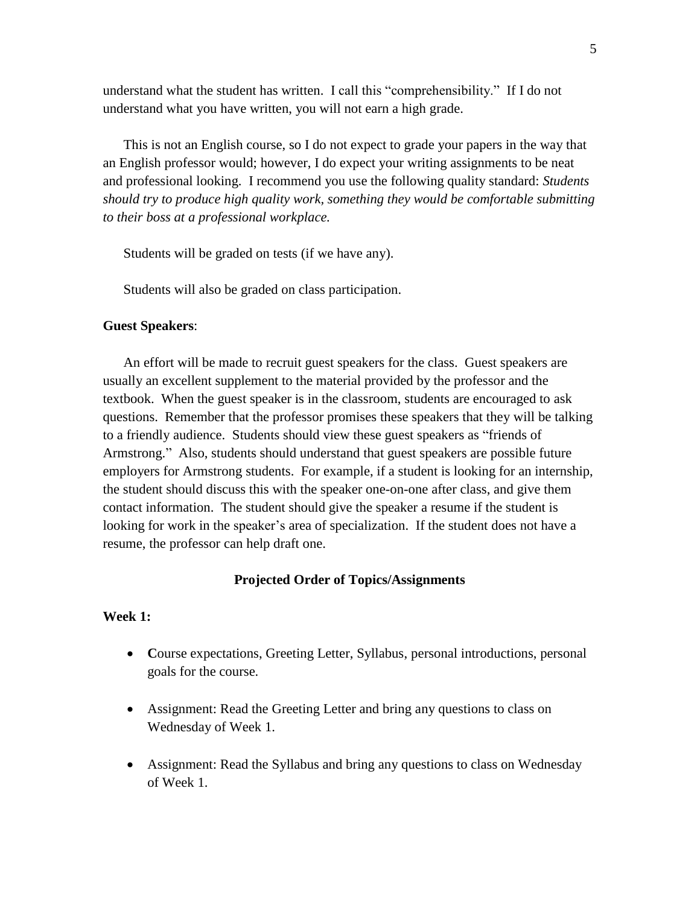understand what the student has written. I call this "comprehensibility." If I do not understand what you have written, you will not earn a high grade.

This is not an English course, so I do not expect to grade your papers in the way that an English professor would; however, I do expect your writing assignments to be neat and professional looking. I recommend you use the following quality standard: *Students should try to produce high quality work, something they would be comfortable submitting to their boss at a professional workplace.*

Students will be graded on tests (if we have any).

Students will also be graded on class participation.

**Guest Speakers**:

An effort will be made to recruit guest speakers for the class. Guest speakers are usually an excellent supplement to the material provided by the professor and the textbook. When the guest speaker is in the classroom, students are encouraged to ask questions. Remember that the professor promises these speakers that they will be talking to a friendly audience. Students should view these guest speakers as "friends of Armstrong." Also, students should understand that guest speakers are possible future employers for Armstrong students. For example, if a student is looking for an internship, the student should discuss this with the speaker one-on-one after class, and give them contact information. The student should give the speaker a resume if the student is looking for work in the speaker's area of specialization. If the student does not have a resume, the professor can help draft one.

**Projected Order of Topics/Assignments**

**Week 1:**

- **C**ourse expectations, Greeting Letter, Syllabus, personal introductions, personal goals for the course.
- Assignment: Read the Greeting Letter and bring any questions to class on Wednesday of Week 1.
- Assignment: Read the Syllabus and bring any questions to class on Wednesday of Week 1.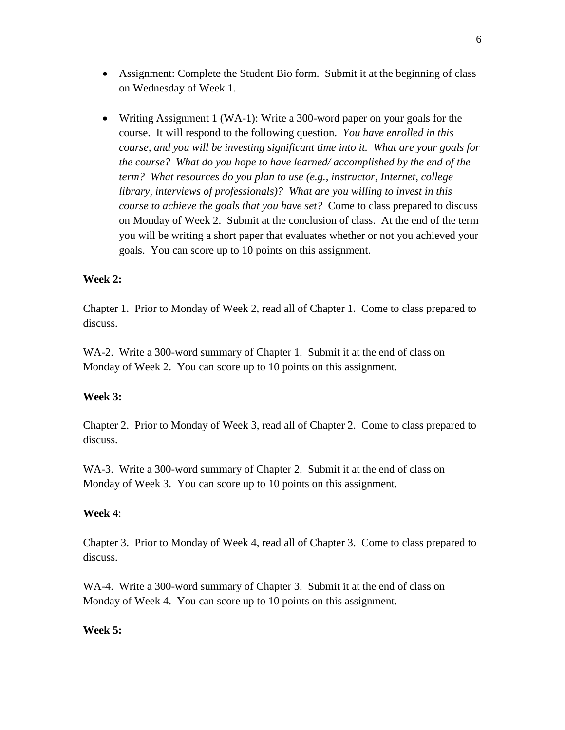- Assignment: Complete the Student Bio form. Submit it at the beginning of class on Wednesday of Week 1.

- Writing Assignment 1 (WA-1): Write a 300-word paper on your goals for the course. It will respond to the following question. *You have enrolled in this course, and you will be investing significant time into it. What are your goals for the course? What do you hope to have learned/ accomplished by the end of the term? What resources do you plan to use (e.g., instructor, Internet, college library, interviews of professionals)? What are you willing to invest in this course to achieve the goals that you have set?* Come to class prepared to discuss on Monday of Week 2. Submit at the conclusion of class. At the end of the term you will be writing a short paper that evaluates whether or not you achieved your goals. You can score up to 10 points on this assignment.

**Week 2:**

Chapter 1. Prior to Monday of Week 2, read all of Chapter 1. Come to class prepared to discuss.

WA-2. Write a 300-word summary of Chapter 1. Submit it at the end of class on Monday of Week 2. You can score up to 10 points on this assignment.

**Week 3:**

Chapter 2. Prior to Monday of Week 3, read all of Chapter 2. Come to class prepared to discuss.

WA-3. Write a 300-word summary of Chapter 2. Submit it at the end of class on Monday of Week 3. You can score up to 10 points on this assignment.

**Week 4**:

Chapter 3. Prior to Monday of Week 4, read all of Chapter 3. Come to class prepared to discuss.

WA-4. Write a 300-word summary of Chapter 3. Submit it at the end of class on Monday of Week 4. You can score up to 10 points on this assignment.

**Week 5:**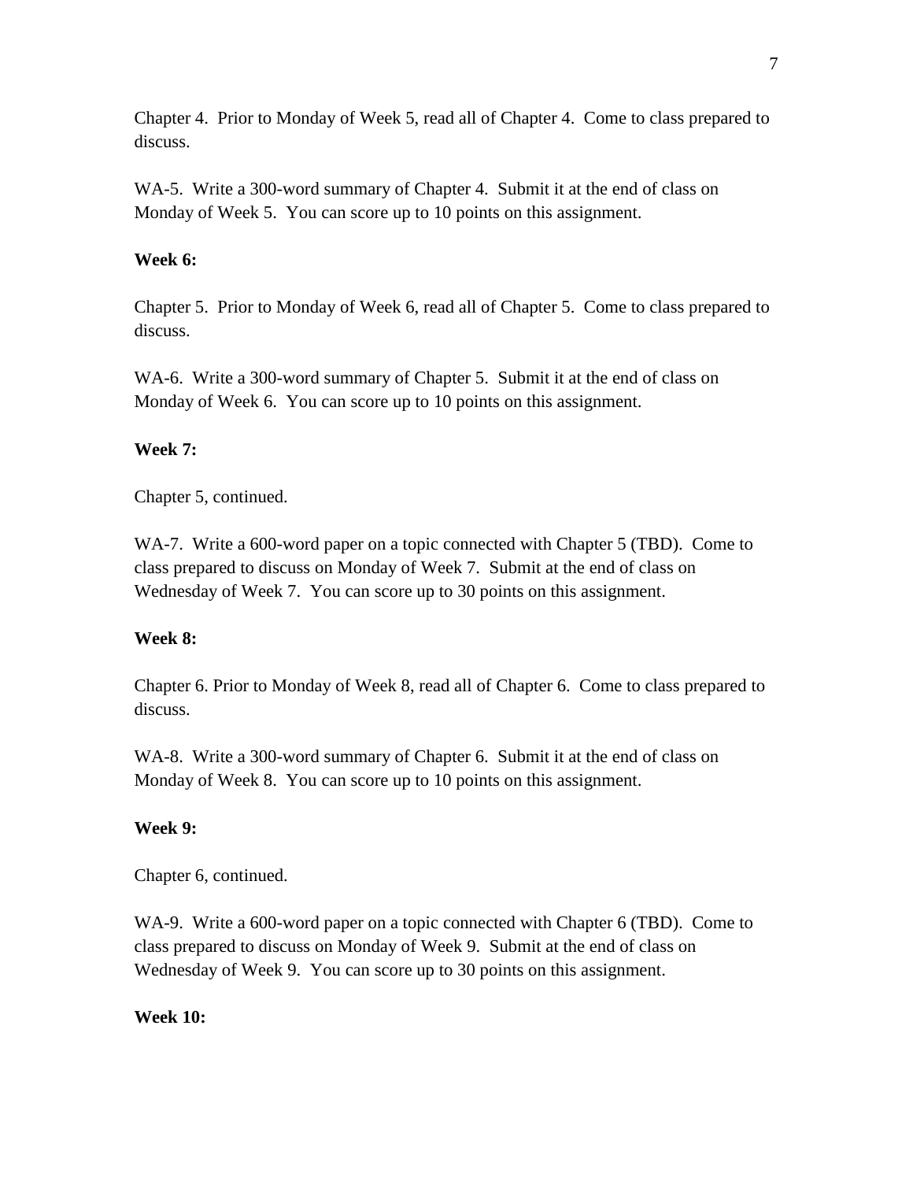Chapter 4. Prior to Monday of Week 5, read all of Chapter 4. Come to class prepared to discuss.

WA-5. Write a 300-word summary of Chapter 4. Submit it at the end of class on Monday of Week 5. You can score up to 10 points on this assignment.

**Week 6:**

Chapter 5. Prior to Monday of Week 6, read all of Chapter 5. Come to class prepared to discuss.

WA-6. Write a 300-word summary of Chapter 5. Submit it at the end of class on Monday of Week 6. You can score up to 10 points on this assignment.

**Week 7:**

Chapter 5, continued.

WA-7. Write a 600-word paper on a topic connected with Chapter 5 (TBD). Come to class prepared to discuss on Monday of Week 7. Submit at the end of class on Wednesday of Week 7. You can score up to 30 points on this assignment.

**Week 8:**

Chapter 6. Prior to Monday of Week 8, read all of Chapter 6. Come to class prepared to discuss.

WA-8. Write a 300-word summary of Chapter 6. Submit it at the end of class on Monday of Week 8. You can score up to 10 points on this assignment.

**Week 9:**

Chapter 6, continued.

WA-9. Write a 600-word paper on a topic connected with Chapter 6 (TBD). Come to class prepared to discuss on Monday of Week 9. Submit at the end of class on Wednesday of Week 9. You can score up to 30 points on this assignment.

**Week 10:**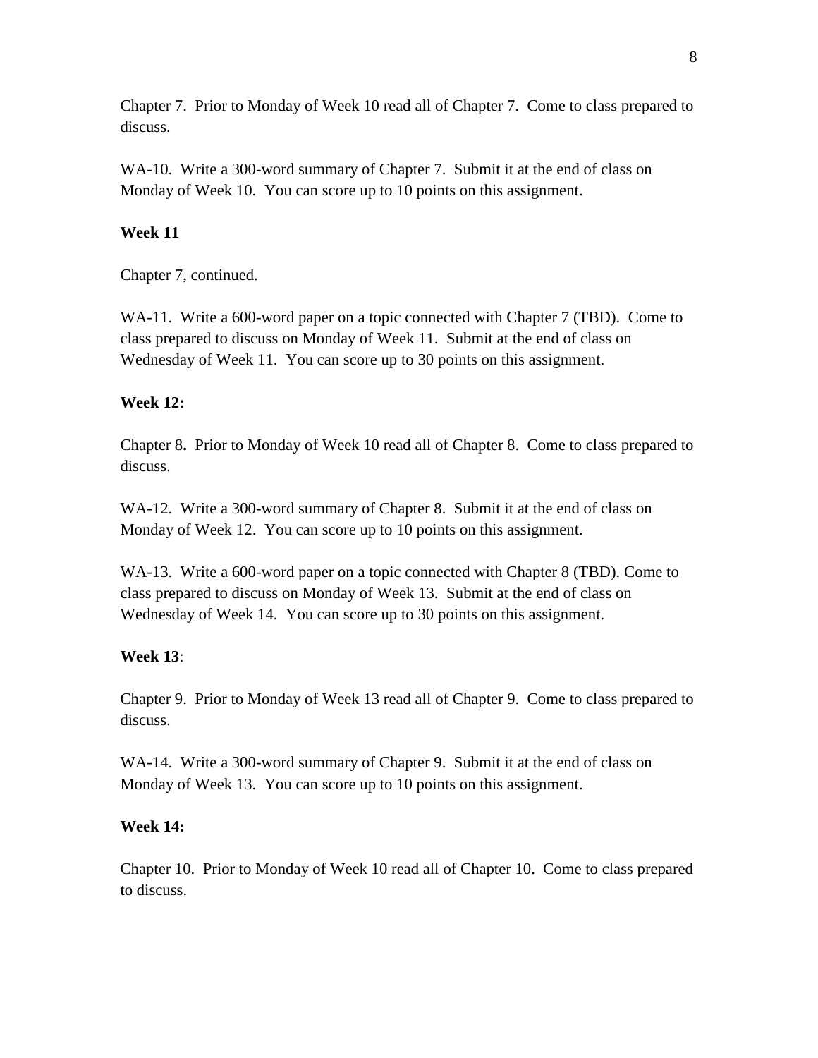Chapter 7. Prior to Monday of Week 10 read all of Chapter 7. Come to class prepared to discuss.

WA-10. Write a 300-word summary of Chapter 7. Submit it at the end of class on Monday of Week 10. You can score up to 10 points on this assignment.

**Week 11**

Chapter 7, continued.

WA-11. Write a 600-word paper on a topic connected with Chapter 7 (TBD). Come to class prepared to discuss on Monday of Week 11. Submit at the end of class on Wednesday of Week 11. You can score up to 30 points on this assignment.

**Week 12:**

Chapter 8**.** Prior to Monday of Week 10 read all of Chapter 8. Come to class prepared to discuss.

WA-12. Write a 300-word summary of Chapter 8. Submit it at the end of class on Monday of Week 12. You can score up to 10 points on this assignment.

WA-13. Write a 600-word paper on a topic connected with Chapter 8 (TBD). Come to class prepared to discuss on Monday of Week 13. Submit at the end of class on Wednesday of Week 14. You can score up to 30 points on this assignment.

**Week 13**:

Chapter 9. Prior to Monday of Week 13 read all of Chapter 9. Come to class prepared to discuss.

WA-14. Write a 300-word summary of Chapter 9. Submit it at the end of class on Monday of Week 13. You can score up to 10 points on this assignment.

**Week 14:**

Chapter 10. Prior to Monday of Week 10 read all of Chapter 10. Come to class prepared to discuss.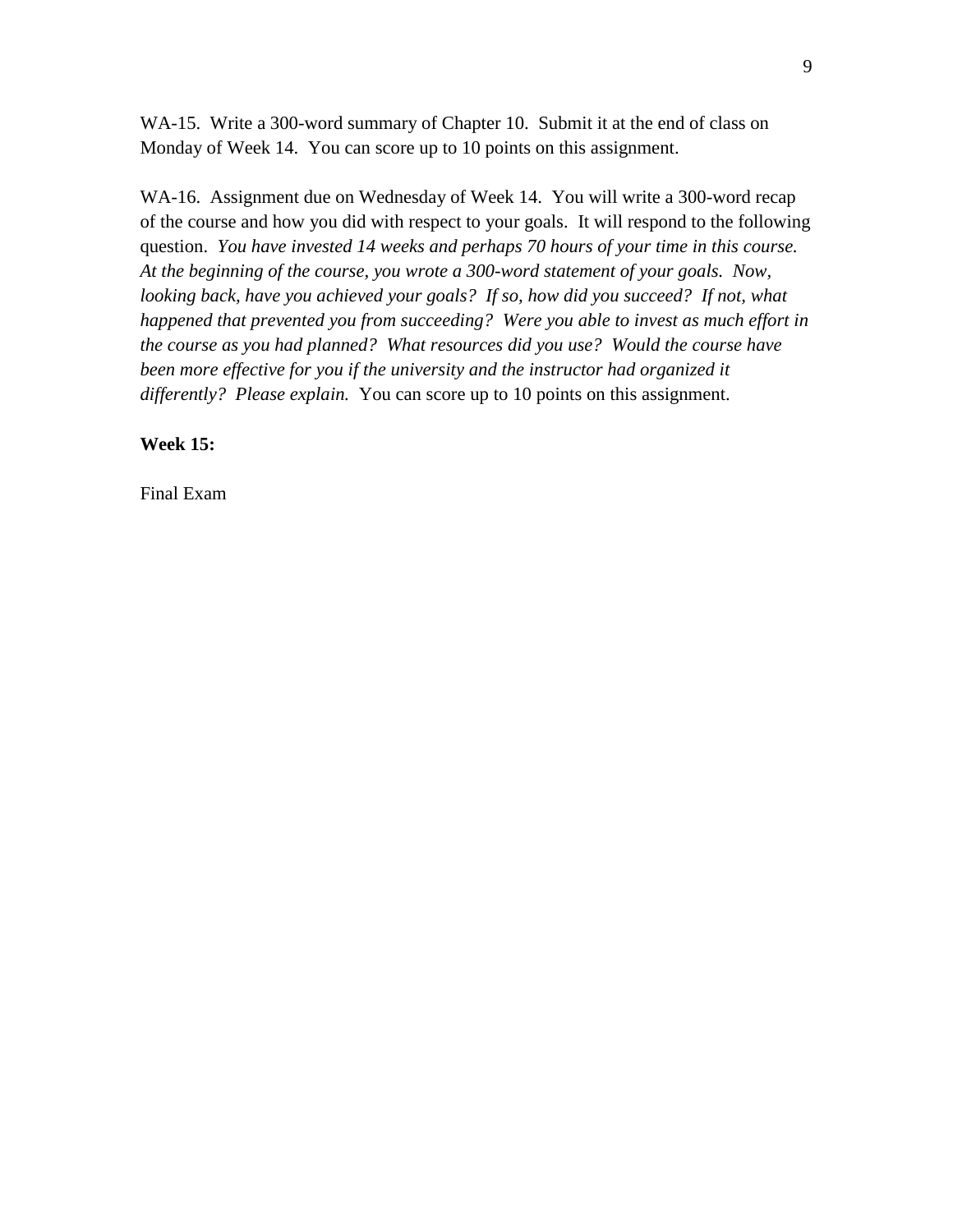WA-15. Write a 300-word summary of Chapter 10. Submit it at the end of class on Monday of Week 14. You can score up to 10 points on this assignment.

WA-16. Assignment due on Wednesday of Week 14. You will write a 300-word recap of the course and how you did with respect to your goals. It will respond to the following question. *You have invested 14 weeks and perhaps 70 hours of your time in this course. At the beginning of the course, you wrote a 300-word statement of your goals. Now, looking back, have you achieved your goals? If so, how did you succeed? If not, what happened that prevented you from succeeding? Were you able to invest as much effort in the course as you had planned? What resources did you use? Would the course have been more effective for you if the university and the instructor had organized it differently? Please explain.* You can score up to 10 points on this assignment.

**Week 15:**

Final Exam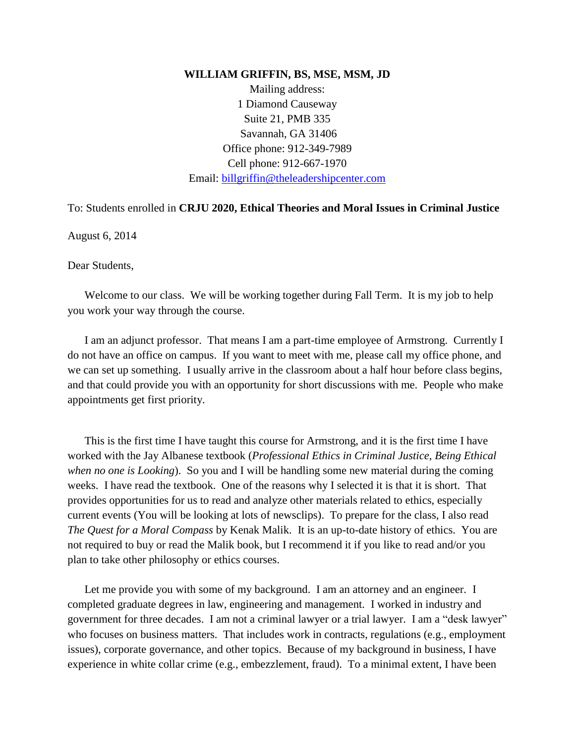**WILLIAM GRIFFIN, BS, MSE, MSM, JD**

Mailing address:
1 Diamond Causeway
Suite 21, PMB 335
Savannah, GA 31406
Office phone: 912-349-7989
Cell phone: 912-667-1970
Email: [billgriffin@theleadershipcenter.com](mailto:billgriffin@theleadershipcenter.com)

To: Students enrolled in **CRJU 2020, Ethical Theories and Moral Issues in Criminal Justice**

August 6, 2014

Dear Students,

Welcome to our class. We will be working together during Fall Term. It is my job to help you work your way through the course.

I am an adjunct professor. That means I am a part-time employee of Armstrong. Currently I do not have an office on campus. If you want to meet with me, please call my office phone, and we can set up something. I usually arrive in the classroom about a half hour before class begins, and that could provide you with an opportunity for short discussions with me. People who make appointments get first priority.

This is the first time I have taught this course for Armstrong, and it is the first time I have worked with the Jay Albanese textbook (*Professional Ethics in Criminal Justice, Being Ethical when no one is Looking*). So you and I will be handling some new material during the coming weeks. I have read the textbook. One of the reasons why I selected it is that it is short. That provides opportunities for us to read and analyze other materials related to ethics, especially current events (You will be looking at lots of newsclips). To prepare for the class, I also read *The Quest for a Moral Compass* by Kenak Malik. It is an up-to-date history of ethics. You are not required to buy or read the Malik book, but I recommend it if you like to read and/or you plan to take other philosophy or ethics courses.

Let me provide you with some of my background. I am an attorney and an engineer. I completed graduate degrees in law, engineering and management. I worked in industry and government for three decades. I am not a criminal lawyer or a trial lawyer. I am a "desk lawyer" who focuses on business matters. That includes work in contracts, regulations (e.g., employment issues), corporate governance, and other topics. Because of my background in business, I have experience in white collar crime (e.g., embezzlement, fraud). To a minimal extent, I have been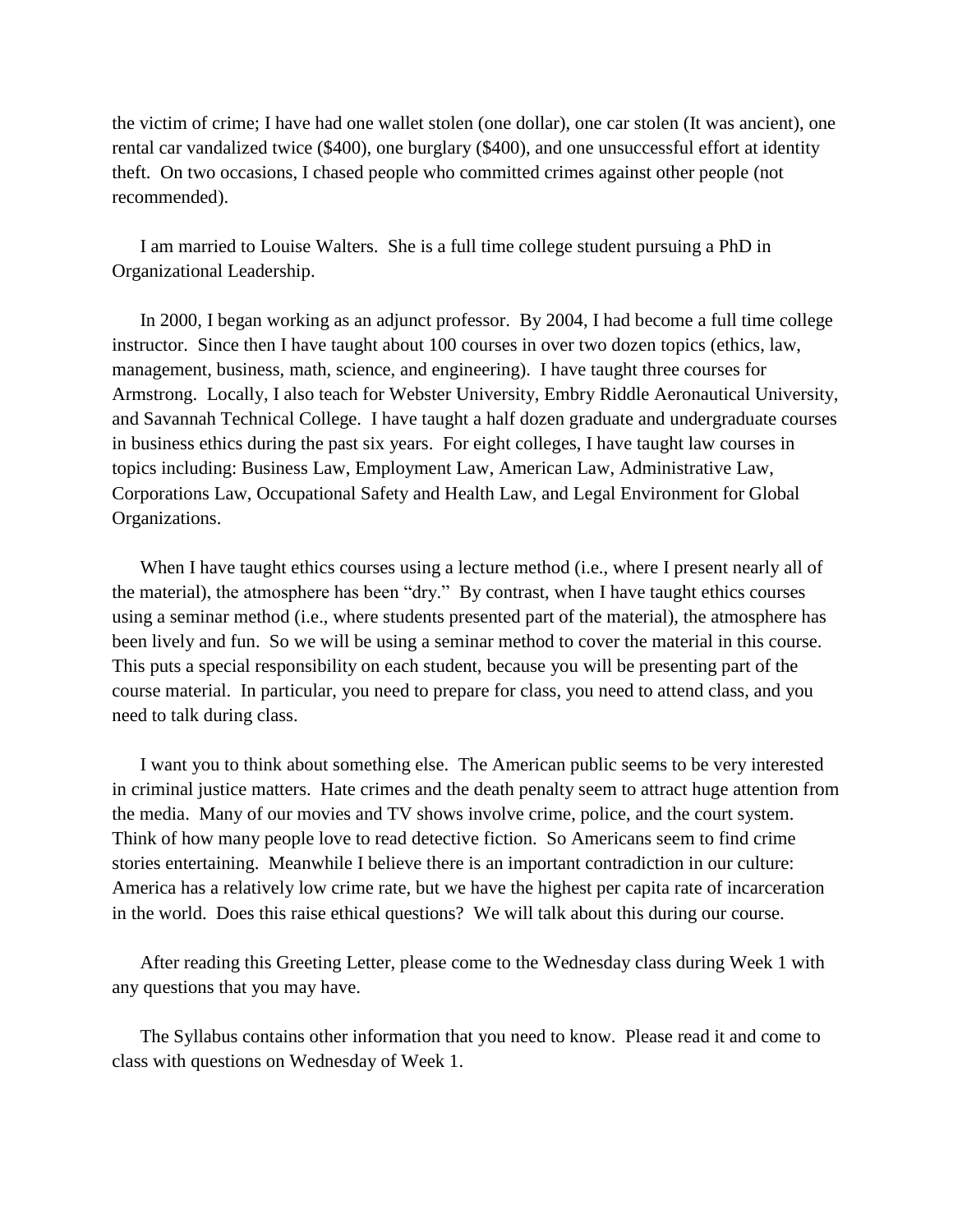the victim of crime; I have had one wallet stolen (one dollar), one car stolen (It was ancient), one rental car vandalized twice ($400), one burglary ($400), and one unsuccessful effort at identity theft. On two occasions, I chased people who committed crimes against other people (not recommended).

I am married to Louise Walters. She is a full time college student pursuing a PhD in Organizational Leadership.

In 2000, I began working as an adjunct professor. By 2004, I had become a full time college instructor. Since then I have taught about 100 courses in over two dozen topics (ethics, law, management, business, math, science, and engineering). I have taught three courses for Armstrong. Locally, I also teach for Webster University, Embry Riddle Aeronautical University, and Savannah Technical College. I have taught a half dozen graduate and undergraduate courses in business ethics during the past six years. For eight colleges, I have taught law courses in topics including: Business Law, Employment Law, American Law, Administrative Law, Corporations Law, Occupational Safety and Health Law, and Legal Environment for Global Organizations.

When I have taught ethics courses using a lecture method (i.e., where I present nearly all of the material), the atmosphere has been "dry." By contrast, when I have taught ethics courses using a seminar method (i.e., where students presented part of the material), the atmosphere has been lively and fun. So we will be using a seminar method to cover the material in this course. This puts a special responsibility on each student, because you will be presenting part of the course material. In particular, you need to prepare for class, you need to attend class, and you need to talk during class.

I want you to think about something else. The American public seems to be very interested in criminal justice matters. Hate crimes and the death penalty seem to attract huge attention from the media. Many of our movies and TV shows involve crime, police, and the court system. Think of how many people love to read detective fiction. So Americans seem to find crime stories entertaining. Meanwhile I believe there is an important contradiction in our culture: America has a relatively low crime rate, but we have the highest per capita rate of incarceration in the world. Does this raise ethical questions? We will talk about this during our course.

After reading this Greeting Letter, please come to the Wednesday class during Week 1 with any questions that you may have.

The Syllabus contains other information that you need to know. Please read it and come to class with questions on Wednesday of Week 1.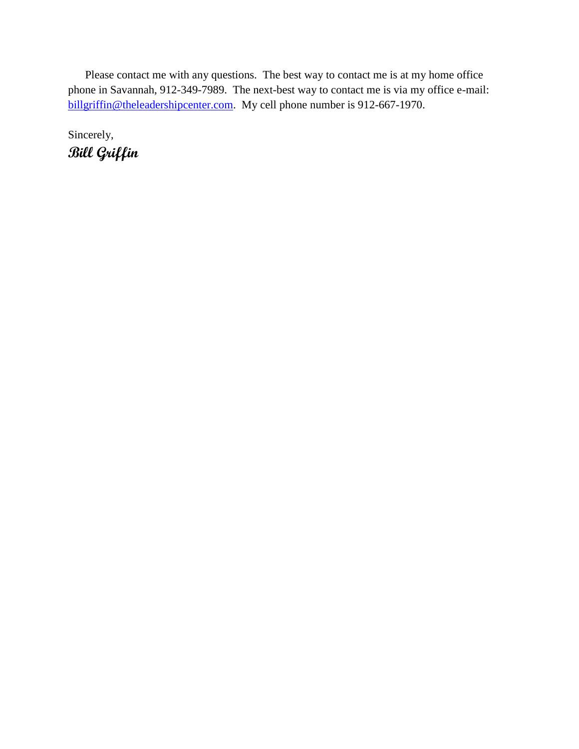Please contact me with any questions. The best way to contact me is at my home office phone in Savannah, 912-349-7989. The next-best way to contact me is via my office e-mail: billgriffin@theleadershipcenter.com. My cell phone number is 912-667-1970.

Sincerely,

Bill Griffin